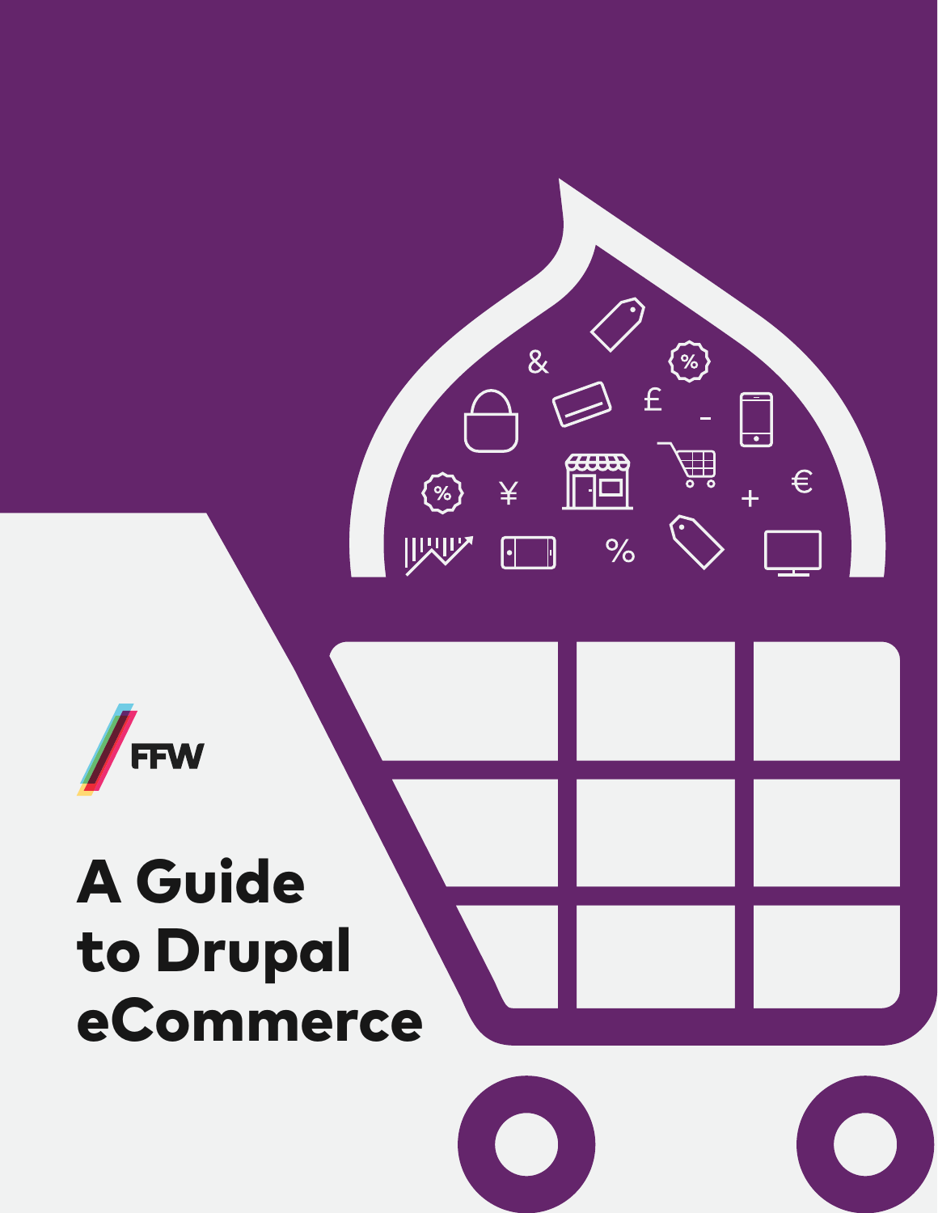FFW

# A Guide to Drupal eCommerce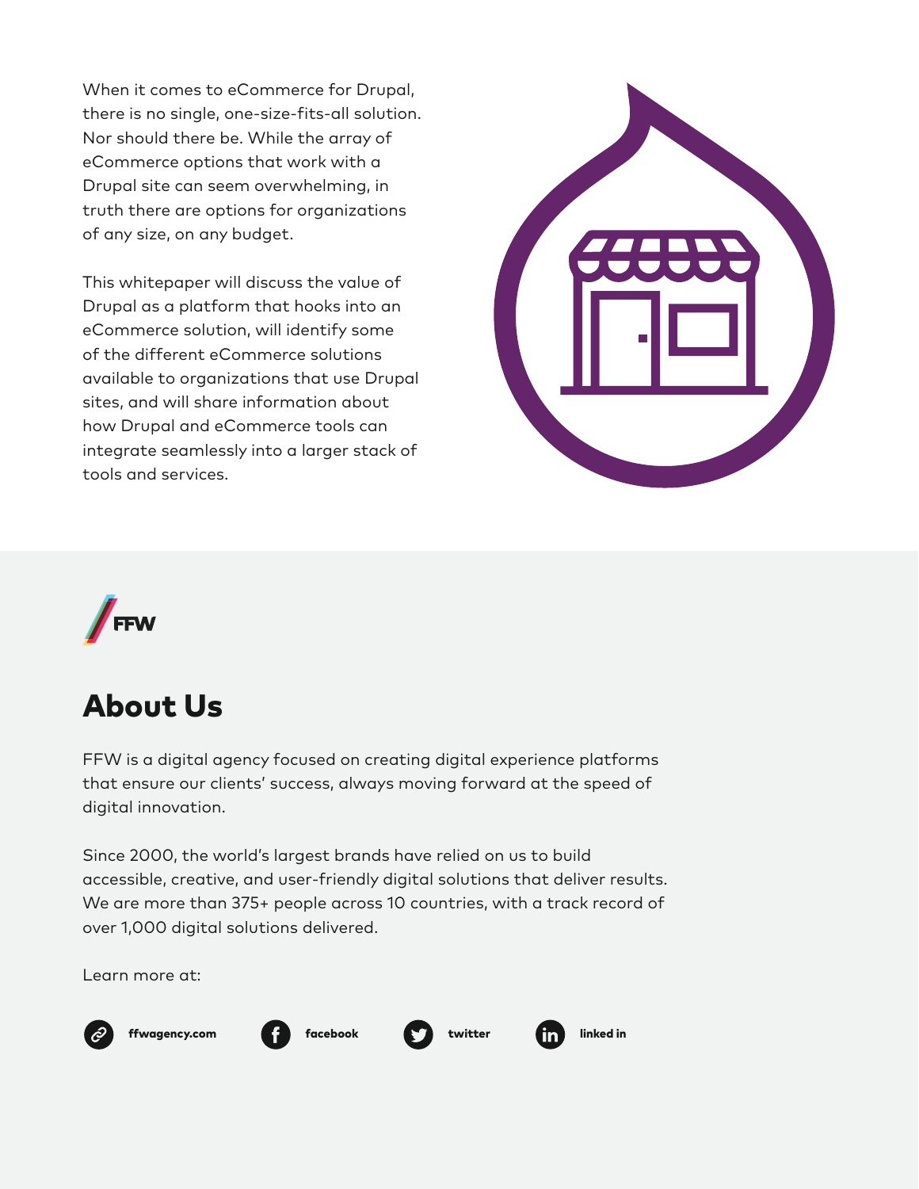When it comes to eCommerce for Drupal, there is no single, one-size-fits-all solution. Nor should there be. While the array of eCommerce options that work with a Drupal site can seem overwhelming, in truth there are options for organizations of any size, on any budget.

This whitepaper will discuss the value of Drupal as a platform that hooks into an eCommerce solution, will identify some of the different eCommerce solutions available to organizations that use Drupal sites, and will share information about how Drupal and eCommerce tools can integrate seamlessly into a larger stack of tools and services.

FFW

## About Us

FFW is a digital agency focused on creating digital experience platforms that ensure our clients' success, always moving forward at the speed of digital innovation.

Since 2000, the world's largest brands have relied on us to build accessible, creative, and user-friendly digital solutions that deliver results. We are more than 375+ people across 10 countries, with a track record of over 1,000 digital solutions delivered.

Learn more at:

**ffwagency.com** **facebook** **twitter** **linked in**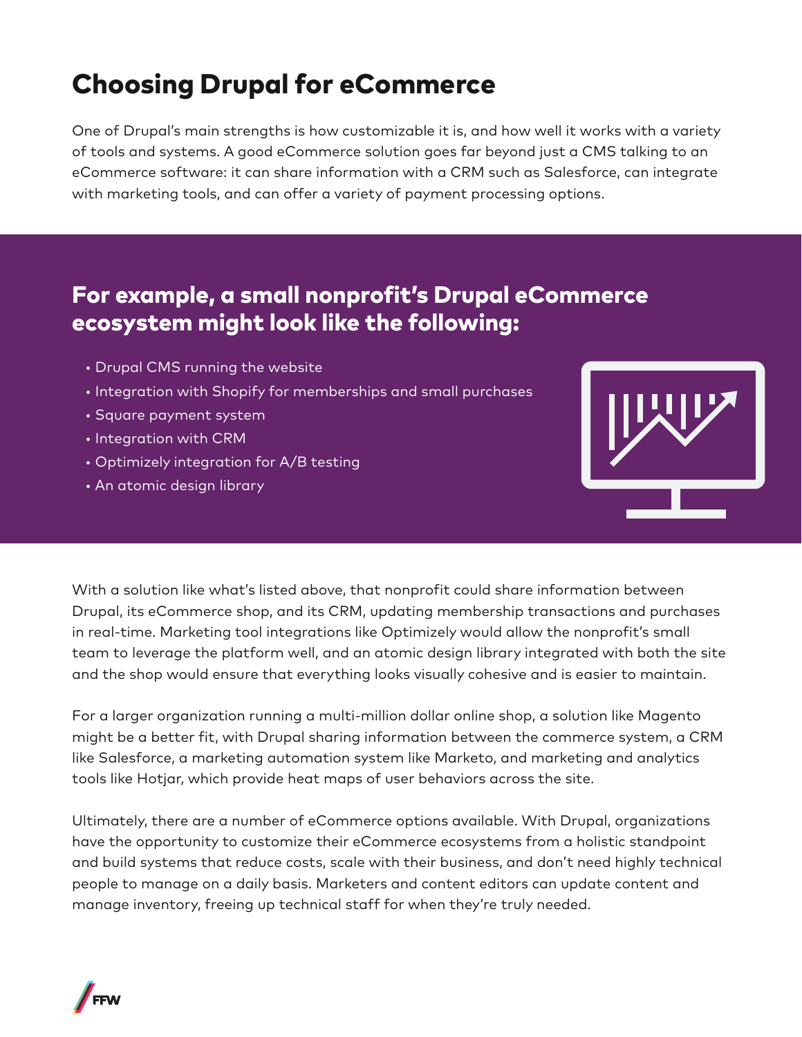# Choosing Drupal for eCommerce

One of Drupal's main strengths is how customizable it is, and how well it works with a variety of tools and systems. A good eCommerce solution goes far beyond just a CMS talking to an eCommerce software: it can share information with a CRM such as Salesforce, can integrate with marketing tools, and can offer a variety of payment processing options.

## For example, a small nonprofit's Drupal eCommerce ecosystem might look like the following:

- Drupal CMS running the website
- Integration with Shopify for memberships and small purchases
- Square payment system
- Integration with CRM
- Optimizely integration for A/B testing
- An atomic design library

With a solution like what's listed above, that nonprofit could share information between Drupal, its eCommerce shop, and its CRM, updating membership transactions and purchases in real-time. Marketing tool integrations like Optimizely would allow the nonprofit's small team to leverage the platform well, and an atomic design library integrated with both the site and the shop would ensure that everything looks visually cohesive and is easier to maintain.

For a larger organization running a multi-million dollar online shop, a solution like Magento might be a better fit, with Drupal sharing information between the commerce system, a CRM like Salesforce, a marketing automation system like Marketo, and marketing and analytics tools like Hotjar, which provide heat maps of user behaviors across the site.

Ultimately, there are a number of eCommerce options available. With Drupal, organizations have the opportunity to customize their eCommerce ecosystems from a holistic standpoint and build systems that reduce costs, scale with their business, and don't need highly technical people to manage on a daily basis. Marketers and content editors can update content and manage inventory, freeing up technical staff for when they're truly needed.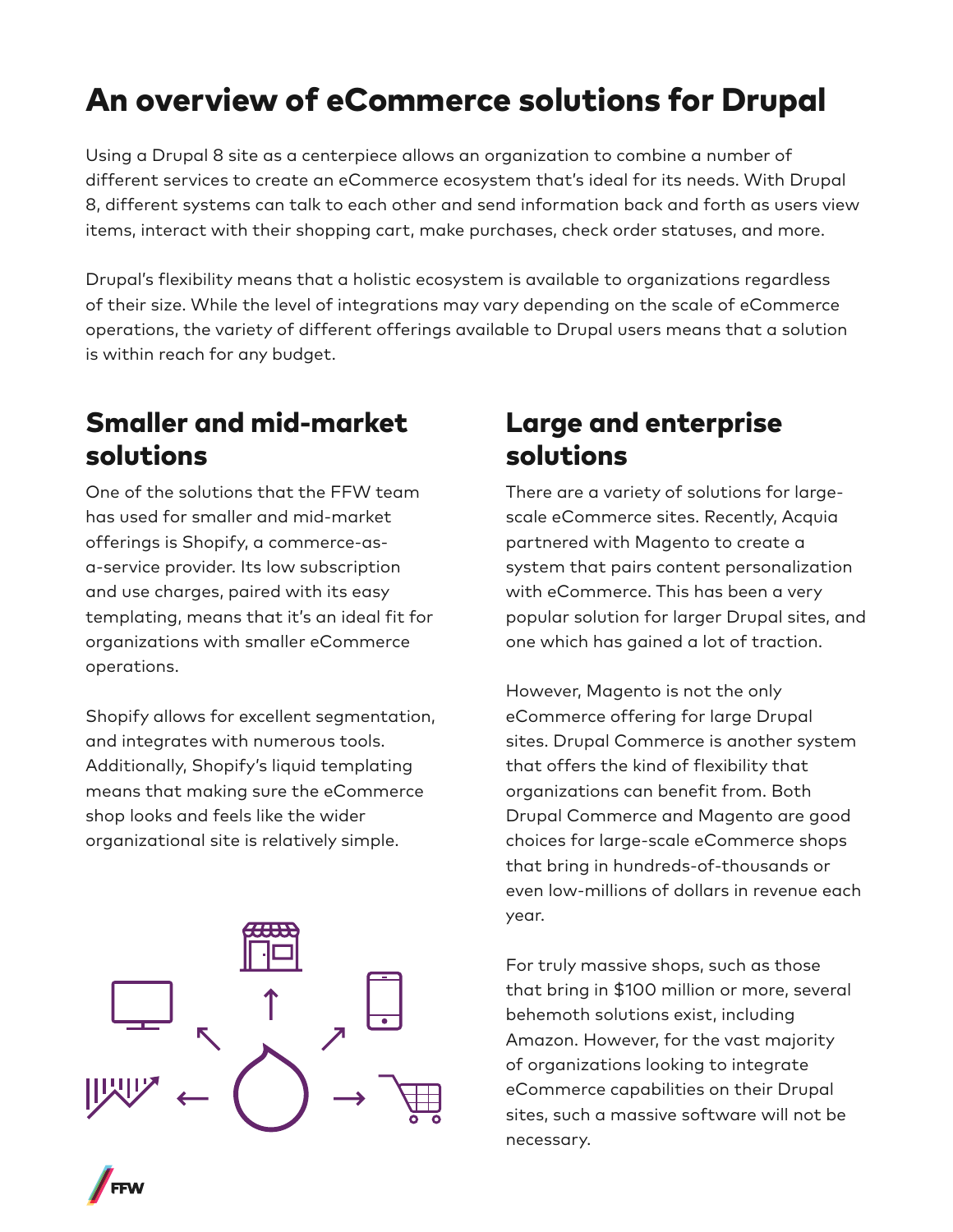# An overview of eCommerce solutions for Drupal

Using a Drupal 8 site as a centerpiece allows an organization to combine a number of different services to create an eCommerce ecosystem that's ideal for its needs. With Drupal 8, different systems can talk to each other and send information back and forth as users view items, interact with their shopping cart, make purchases, check order statuses, and more.

Drupal's flexibility means that a holistic ecosystem is available to organizations regardless of their size. While the level of integrations may vary depending on the scale of eCommerce operations, the variety of different offerings available to Drupal users means that a solution is within reach for any budget.

## Smaller and mid-market solutions

One of the solutions that the FFW team has used for smaller and mid-market offerings is Shopify, a commerce-as-a-service provider. Its low subscription and use charges, paired with its easy templating, means that it's an ideal fit for organizations with smaller eCommerce operations.

Shopify allows for excellent segmentation, and integrates with numerous tools. Additionally, Shopify's liquid templating means that making sure the eCommerce shop looks and feels like the wider organizational site is relatively simple.

## Large and enterprise solutions

There are a variety of solutions for large-scale eCommerce sites. Recently, Acquia partnered with Magento to create a system that pairs content personalization with eCommerce. This has been a very popular solution for larger Drupal sites, and one which has gained a lot of traction.

However, Magento is not the only eCommerce offering for large Drupal sites. Drupal Commerce is another system that offers the kind of flexibility that organizations can benefit from. Both Drupal Commerce and Magento are good choices for large-scale eCommerce shops that bring in hundreds-of-thousands or even low-millions of dollars in revenue each year.

For truly massive shops, such as those that bring in $100 million or more, several behemoth solutions exist, including Amazon. However, for the vast majority of organizations looking to integrate eCommerce capabilities on their Drupal sites, such a massive software will not be necessary.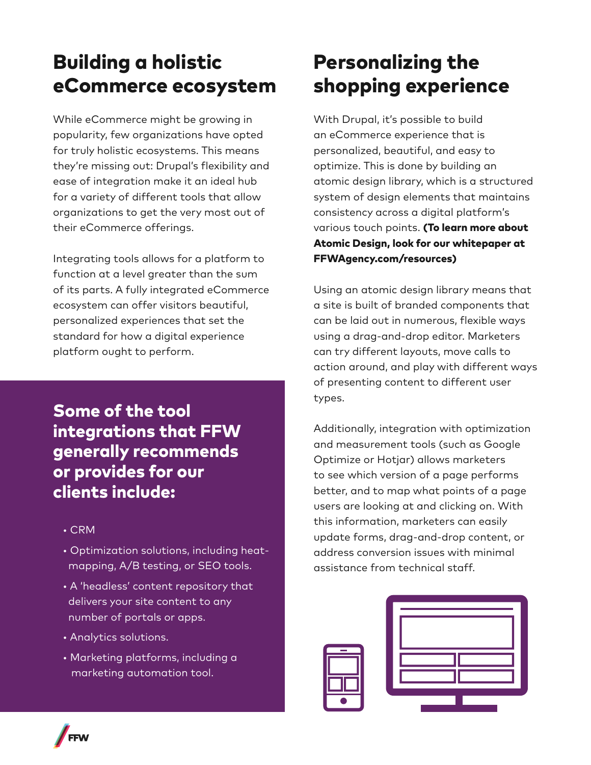## Building a holistic eCommerce ecosystem

While eCommerce might be growing in popularity, few organizations have opted for truly holistic ecosystems. This means they're missing out: Drupal's flexibility and ease of integration make it an ideal hub for a variety of different tools that allow organizations to get the very most out of their eCommerce offerings.

Integrating tools allows for a platform to function at a level greater than the sum of its parts. A fully integrated eCommerce ecosystem can offer visitors beautiful, personalized experiences that set the standard for how a digital experience platform ought to perform.

### Some of the tool integrations that FFW generally recommends or provides for our clients include:

- CRM
- Optimization solutions, including heat-mapping, A/B testing, or SEO tools.
- A 'headless' content repository that delivers your site content to any number of portals or apps.
- Analytics solutions.
- Marketing platforms, including a marketing automation tool.

## Personalizing the shopping experience

With Drupal, it's possible to build an eCommerce experience that is personalized, beautiful, and easy to optimize. This is done by building an atomic design library, which is a structured system of design elements that maintains consistency across a digital platform's various touch points. **(To learn more about Atomic Design, look for our whitepaper at FFWAgency.com/resources)**

Using an atomic design library means that a site is built of branded components that can be laid out in numerous, flexible ways using a drag-and-drop editor. Marketers can try different layouts, move calls to action around, and play with different ways of presenting content to different user types.

Additionally, integration with optimization and measurement tools (such as Google Optimize or Hotjar) allows marketers to see which version of a page performs better, and to map what points of a page users are looking at and clicking on. With this information, marketers can easily update forms, drag-and-drop content, or address conversion issues with minimal assistance from technical staff.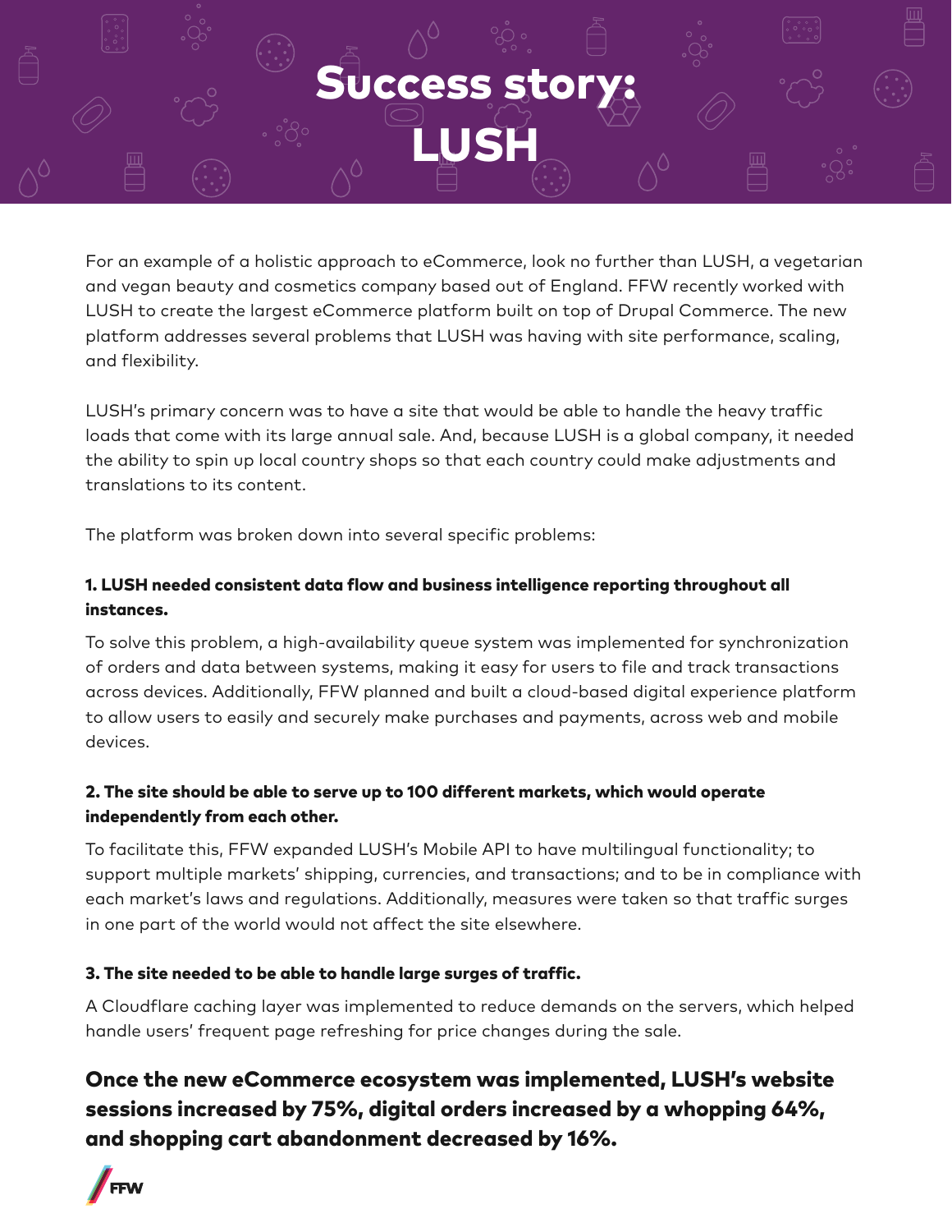# Success story: LUSH

For an example of a holistic approach to eCommerce, look no further than LUSH, a vegetarian and vegan beauty and cosmetics company based out of England. FFW recently worked with LUSH to create the largest eCommerce platform built on top of Drupal Commerce. The new platform addresses several problems that LUSH was having with site performance, scaling, and flexibility.

LUSH's primary concern was to have a site that would be able to handle the heavy traffic loads that come with its large annual sale. And, because LUSH is a global company, it needed the ability to spin up local country shops so that each country could make adjustments and translations to its content.

The platform was broken down into several specific problems:

**1. LUSH needed consistent data flow and business intelligence reporting throughout all instances.**

To solve this problem, a high-availability queue system was implemented for synchronization of orders and data between systems, making it easy for users to file and track transactions across devices. Additionally, FFW planned and built a cloud-based digital experience platform to allow users to easily and securely make purchases and payments, across web and mobile devices.

**2. The site should be able to serve up to 100 different markets, which would operate independently from each other.**

To facilitate this, FFW expanded LUSH's Mobile API to have multilingual functionality; to support multiple markets' shipping, currencies, and transactions; and to be in compliance with each market's laws and regulations. Additionally, measures were taken so that traffic surges in one part of the world would not affect the site elsewhere.

**3. The site needed to be able to handle large surges of traffic.**

A Cloudflare caching layer was implemented to reduce demands on the servers, which helped handle users' frequent page refreshing for price changes during the sale.

**Once the new eCommerce ecosystem was implemented, LUSH's website sessions increased by 75%, digital orders increased by a whopping 64%, and shopping cart abandonment decreased by 16%.**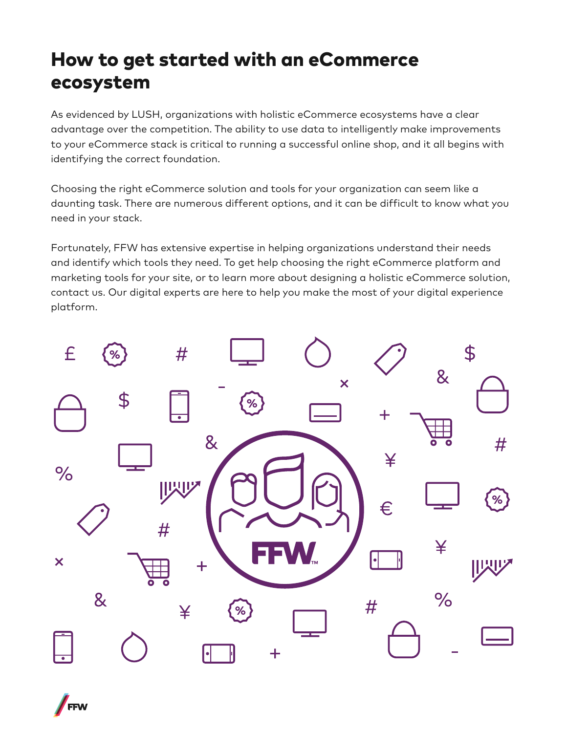# How to get started with an eCommerce ecosystem

As evidenced by LUSH, organizations with holistic eCommerce ecosystems have a clear advantage over the competition. The ability to use data to intelligently make improvements to your eCommerce stack is critical to running a successful online shop, and it all begins with identifying the correct foundation.

Choosing the right eCommerce solution and tools for your organization can seem like a daunting task. There are numerous different options, and it can be difficult to know what you need in your stack.

Fortunately, FFW has extensive expertise in helping organizations understand their needs and identify which tools they need. To get help choosing the right eCommerce platform and marketing tools for your site, or to learn more about designing a holistic eCommerce solution, contact us. Our digital experts are here to help you make the most of your digital experience platform.